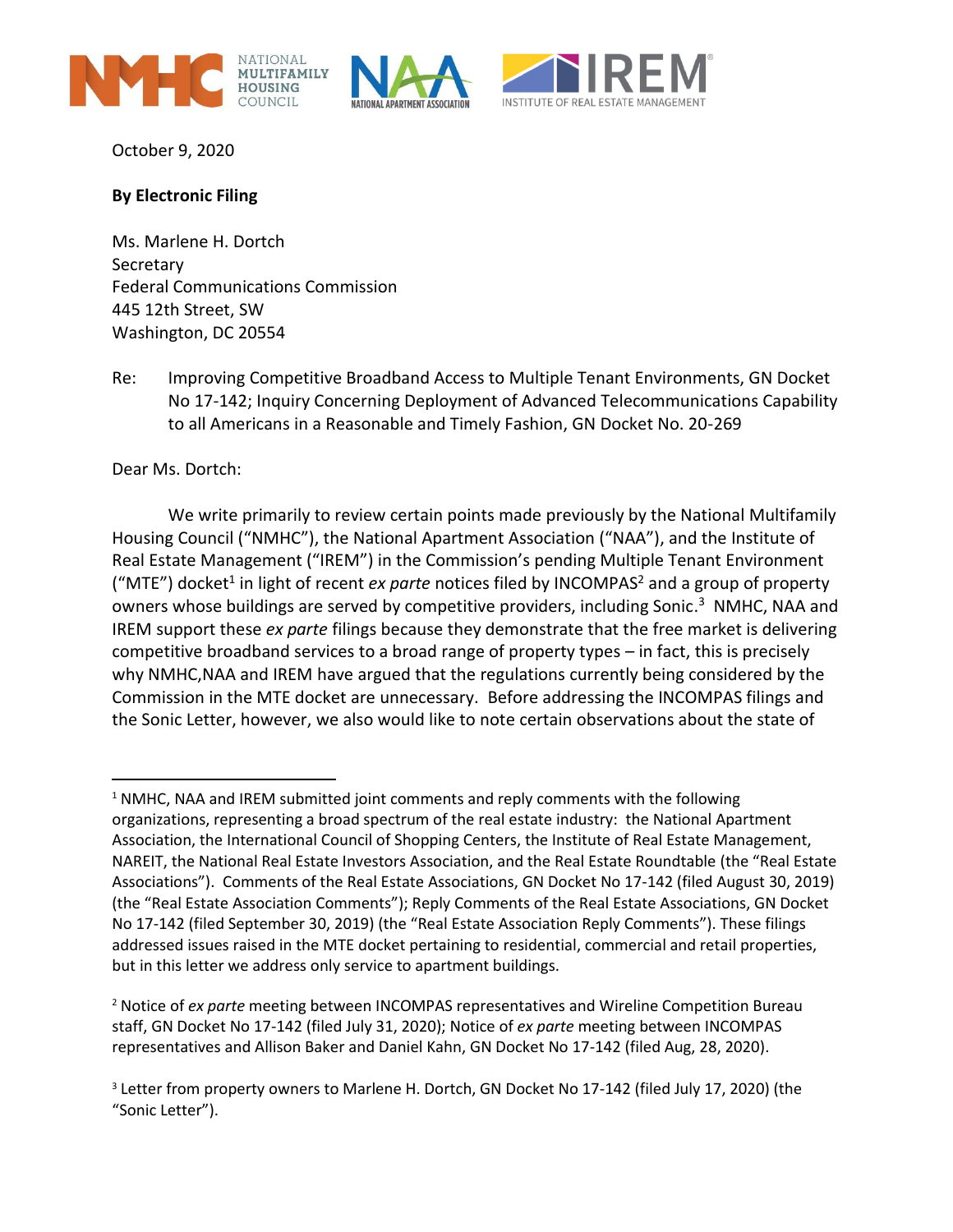NATIONAL MULTIFAMILY HOUSING COUNCIL · NATIONAL APARTMENT ASSOCIATION · INSTITUTE OF REAL ESTATE MANAGEMENT

October 9, 2020

**By Electronic Filing**

Ms. Marlene H. Dortch
Secretary
Federal Communications Commission
445 12th Street, SW
Washington, DC 20554

Re: Improving Competitive Broadband Access to Multiple Tenant Environments, GN Docket No 17-142; Inquiry Concerning Deployment of Advanced Telecommunications Capability to all Americans in a Reasonable and Timely Fashion, GN Docket No. 20-269

Dear Ms. Dortch:

We write primarily to review certain points made previously by the National Multifamily Housing Council ("NMHC"), the National Apartment Association ("NAA"), and the Institute of Real Estate Management ("IREM") in the Commission's pending Multiple Tenant Environment ("MTE") docket[1] in light of recent *ex parte* notices filed by INCOMPAS[2] and a group of property owners whose buildings are served by competitive providers, including Sonic.[3] NMHC, NAA and IREM support these *ex parte* filings because they demonstrate that the free market is delivering competitive broadband services to a broad range of property types – in fact, this is precisely why NMHC,NAA and IREM have argued that the regulations currently being considered by the Commission in the MTE docket are unnecessary. Before addressing the INCOMPAS filings and the Sonic Letter, however, we also would like to note certain observations about the state of

---

[1] NMHC, NAA and IREM submitted joint comments and reply comments with the following organizations, representing a broad spectrum of the real estate industry: the National Apartment Association, the International Council of Shopping Centers, the Institute of Real Estate Management, NAREIT, the National Real Estate Investors Association, and the Real Estate Roundtable (the "Real Estate Associations"). Comments of the Real Estate Associations, GN Docket No 17-142 (filed August 30, 2019) (the "Real Estate Association Comments"); Reply Comments of the Real Estate Associations, GN Docket No 17-142 (filed September 30, 2019) (the "Real Estate Association Reply Comments"). These filings addressed issues raised in the MTE docket pertaining to residential, commercial and retail properties, but in this letter we address only service to apartment buildings.

[2] Notice of *ex parte* meeting between INCOMPAS representatives and Wireline Competition Bureau staff, GN Docket No 17-142 (filed July 31, 2020); Notice of *ex parte* meeting between INCOMPAS representatives and Allison Baker and Daniel Kahn, GN Docket No 17-142 (filed Aug, 28, 2020).

[3] Letter from property owners to Marlene H. Dortch, GN Docket No 17-142 (filed July 17, 2020) (the "Sonic Letter").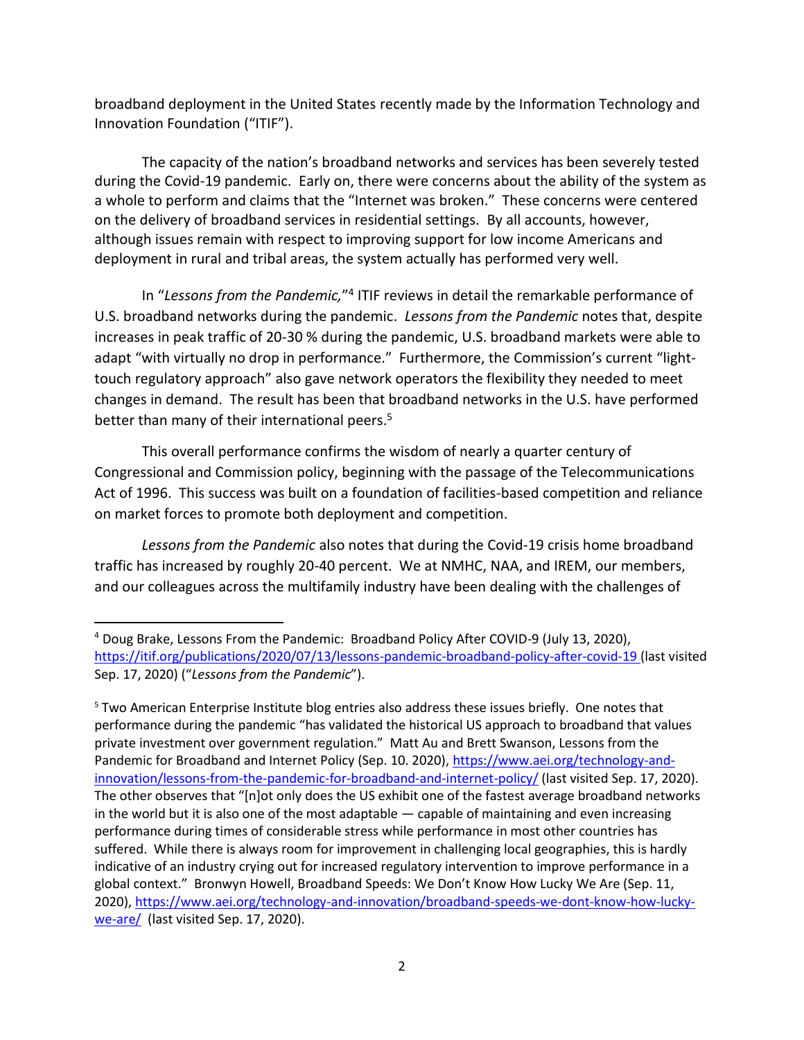broadband deployment in the United States recently made by the Information Technology and Innovation Foundation ("ITIF").

The capacity of the nation's broadband networks and services has been severely tested during the Covid-19 pandemic. Early on, there were concerns about the ability of the system as a whole to perform and claims that the "Internet was broken." These concerns were centered on the delivery of broadband services in residential settings. By all accounts, however, although issues remain with respect to improving support for low income Americans and deployment in rural and tribal areas, the system actually has performed very well.

In "*Lessons from the Pandemic,*"[4] ITIF reviews in detail the remarkable performance of U.S. broadband networks during the pandemic. *Lessons from the Pandemic* notes that, despite increases in peak traffic of 20-30 % during the pandemic, U.S. broadband markets were able to adapt "with virtually no drop in performance." Furthermore, the Commission's current "light-touch regulatory approach" also gave network operators the flexibility they needed to meet changes in demand. The result has been that broadband networks in the U.S. have performed better than many of their international peers.[5]

This overall performance confirms the wisdom of nearly a quarter century of Congressional and Commission policy, beginning with the passage of the Telecommunications Act of 1996. This success was built on a foundation of facilities-based competition and reliance on market forces to promote both deployment and competition.

*Lessons from the Pandemic* also notes that during the Covid-19 crisis home broadband traffic has increased by roughly 20-40 percent. We at NMHC, NAA, and IREM, our members, and our colleagues across the multifamily industry have been dealing with the challenges of

---

[4] Doug Brake, Lessons From the Pandemic: Broadband Policy After COVID-9 (July 13, 2020), https://itif.org/publications/2020/07/13/lessons-pandemic-broadband-policy-after-covid-19 (last visited Sep. 17, 2020) ("*Lessons from the Pandemic*").

[5] Two American Enterprise Institute blog entries also address these issues briefly. One notes that performance during the pandemic "has validated the historical US approach to broadband that values private investment over government regulation." Matt Au and Brett Swanson, Lessons from the Pandemic for Broadband and Internet Policy (Sep. 10. 2020), https://www.aei.org/technology-and-innovation/lessons-from-the-pandemic-for-broadband-and-internet-policy/ (last visited Sep. 17, 2020). The other observes that "[n]ot only does the US exhibit one of the fastest average broadband networks in the world but it is also one of the most adaptable — capable of maintaining and even increasing performance during times of considerable stress while performance in most other countries has suffered. While there is always room for improvement in challenging local geographies, this is hardly indicative of an industry crying out for increased regulatory intervention to improve performance in a global context." Bronwyn Howell, Broadband Speeds: We Don't Know How Lucky We Are (Sep. 11, 2020), https://www.aei.org/technology-and-innovation/broadband-speeds-we-dont-know-how-lucky-we-are/ (last visited Sep. 17, 2020).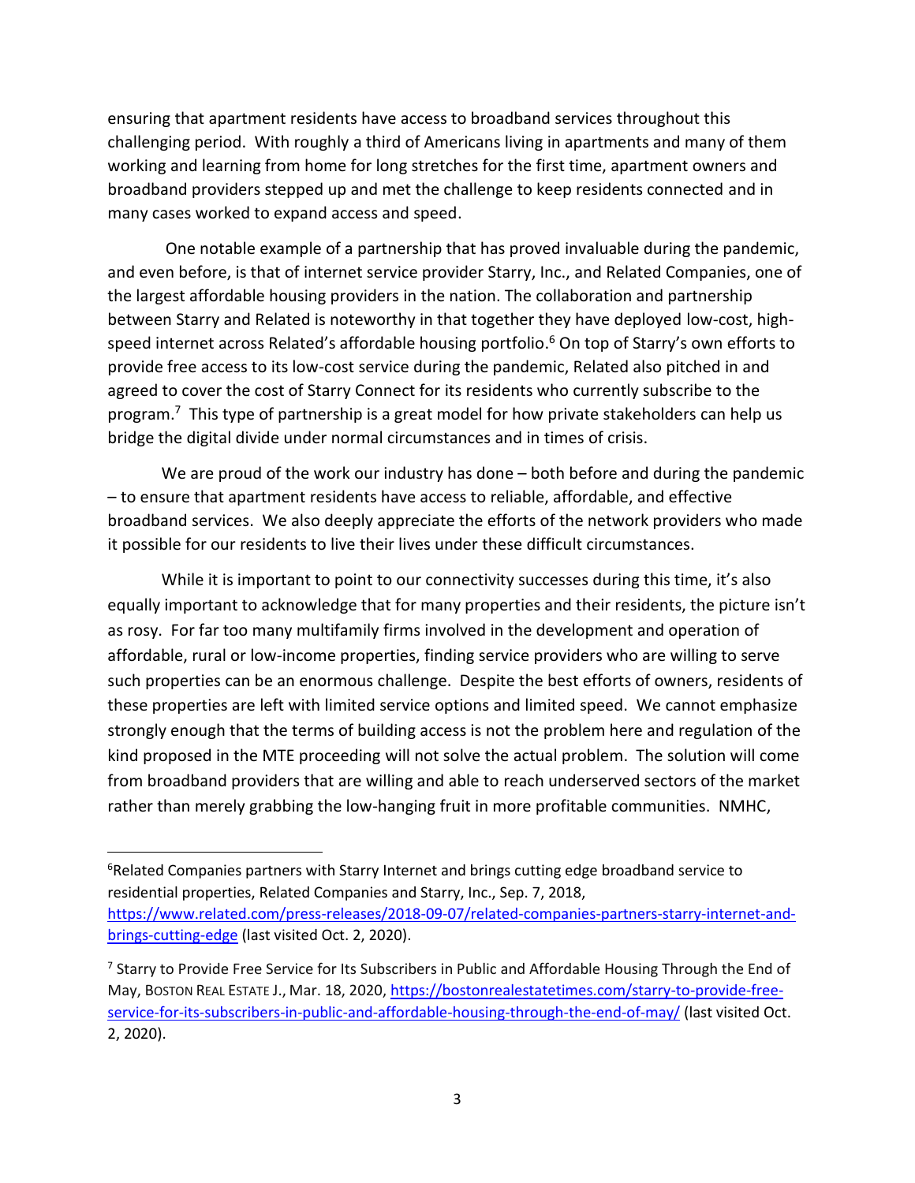ensuring that apartment residents have access to broadband services throughout this challenging period. With roughly a third of Americans living in apartments and many of them working and learning from home for long stretches for the first time, apartment owners and broadband providers stepped up and met the challenge to keep residents connected and in many cases worked to expand access and speed.

One notable example of a partnership that has proved invaluable during the pandemic, and even before, is that of internet service provider Starry, Inc., and Related Companies, one of the largest affordable housing providers in the nation. The collaboration and partnership between Starry and Related is noteworthy in that together they have deployed low-cost, high-speed internet across Related's affordable housing portfolio.[6] On top of Starry's own efforts to provide free access to its low-cost service during the pandemic, Related also pitched in and agreed to cover the cost of Starry Connect for its residents who currently subscribe to the program.[7] This type of partnership is a great model for how private stakeholders can help us bridge the digital divide under normal circumstances and in times of crisis.

We are proud of the work our industry has done – both before and during the pandemic – to ensure that apartment residents have access to reliable, affordable, and effective broadband services. We also deeply appreciate the efforts of the network providers who made it possible for our residents to live their lives under these difficult circumstances.

While it is important to point to our connectivity successes during this time, it's also equally important to acknowledge that for many properties and their residents, the picture isn't as rosy. For far too many multifamily firms involved in the development and operation of affordable, rural or low-income properties, finding service providers who are willing to serve such properties can be an enormous challenge. Despite the best efforts of owners, residents of these properties are left with limited service options and limited speed. We cannot emphasize strongly enough that the terms of building access is not the problem here and regulation of the kind proposed in the MTE proceeding will not solve the actual problem. The solution will come from broadband providers that are willing and able to reach underserved sectors of the market rather than merely grabbing the low-hanging fruit in more profitable communities. NMHC,

---

[6] Related Companies partners with Starry Internet and brings cutting edge broadband service to residential properties, Related Companies and Starry, Inc., Sep. 7, 2018, [https://www.related.com/press-releases/2018-09-07/related-companies-partners-starry-internet-and-brings-cutting-edge](https://www.related.com/press-releases/2018-09-07/related-companies-partners-starry-internet-and-brings-cutting-edge) (last visited Oct. 2, 2020).

[7] Starry to Provide Free Service for Its Subscribers in Public and Affordable Housing Through the End of May, BOSTON REAL ESTATE J., Mar. 18, 2020, [https://bostonrealestatetimes.com/starry-to-provide-free-service-for-its-subscribers-in-public-and-affordable-housing-through-the-end-of-may/](https://bostonrealestatetimes.com/starry-to-provide-free-service-for-its-subscribers-in-public-and-affordable-housing-through-the-end-of-may/) (last visited Oct. 2, 2020).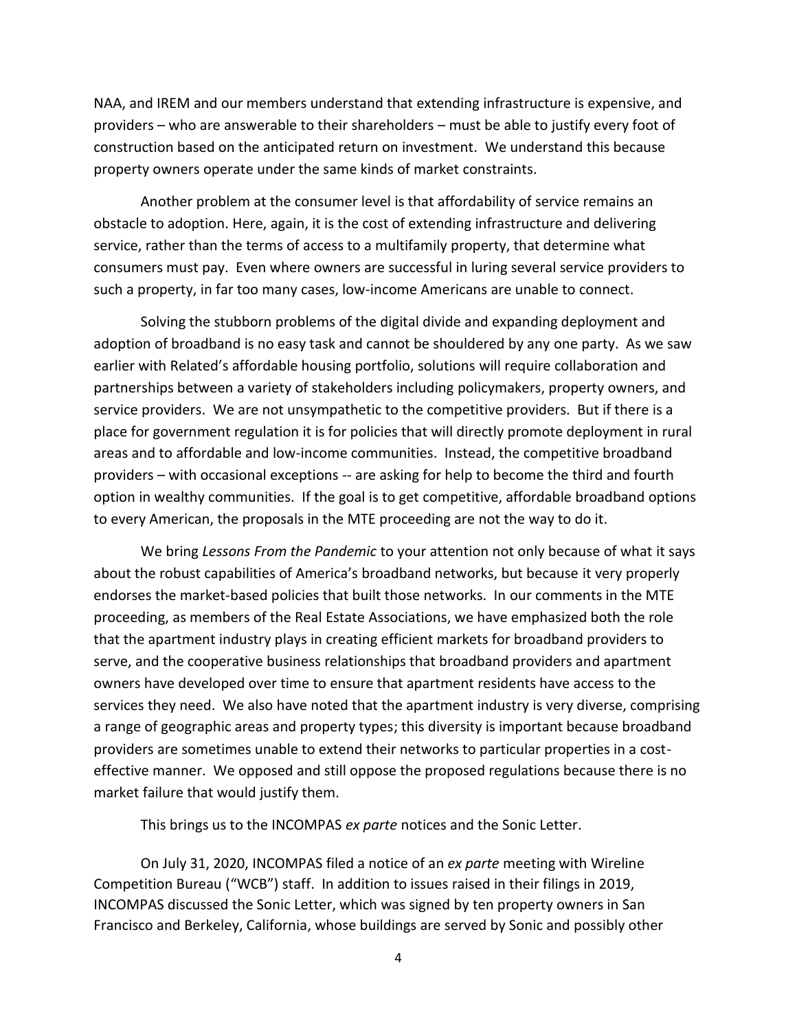NAA, and IREM and our members understand that extending infrastructure is expensive, and providers – who are answerable to their shareholders – must be able to justify every foot of construction based on the anticipated return on investment. We understand this because property owners operate under the same kinds of market constraints.

Another problem at the consumer level is that affordability of service remains an obstacle to adoption. Here, again, it is the cost of extending infrastructure and delivering service, rather than the terms of access to a multifamily property, that determine what consumers must pay. Even where owners are successful in luring several service providers to such a property, in far too many cases, low-income Americans are unable to connect.

Solving the stubborn problems of the digital divide and expanding deployment and adoption of broadband is no easy task and cannot be shouldered by any one party. As we saw earlier with Related's affordable housing portfolio, solutions will require collaboration and partnerships between a variety of stakeholders including policymakers, property owners, and service providers. We are not unsympathetic to the competitive providers. But if there is a place for government regulation it is for policies that will directly promote deployment in rural areas and to affordable and low-income communities. Instead, the competitive broadband providers – with occasional exceptions -- are asking for help to become the third and fourth option in wealthy communities. If the goal is to get competitive, affordable broadband options to every American, the proposals in the MTE proceeding are not the way to do it.

We bring *Lessons From the Pandemic* to your attention not only because of what it says about the robust capabilities of America's broadband networks, but because it very properly endorses the market-based policies that built those networks. In our comments in the MTE proceeding, as members of the Real Estate Associations, we have emphasized both the role that the apartment industry plays in creating efficient markets for broadband providers to serve, and the cooperative business relationships that broadband providers and apartment owners have developed over time to ensure that apartment residents have access to the services they need. We also have noted that the apartment industry is very diverse, comprising a range of geographic areas and property types; this diversity is important because broadband providers are sometimes unable to extend their networks to particular properties in a cost-effective manner. We opposed and still oppose the proposed regulations because there is no market failure that would justify them.

This brings us to the INCOMPAS *ex parte* notices and the Sonic Letter.

On July 31, 2020, INCOMPAS filed a notice of an *ex parte* meeting with Wireline Competition Bureau ("WCB") staff. In addition to issues raised in their filings in 2019, INCOMPAS discussed the Sonic Letter, which was signed by ten property owners in San Francisco and Berkeley, California, whose buildings are served by Sonic and possibly other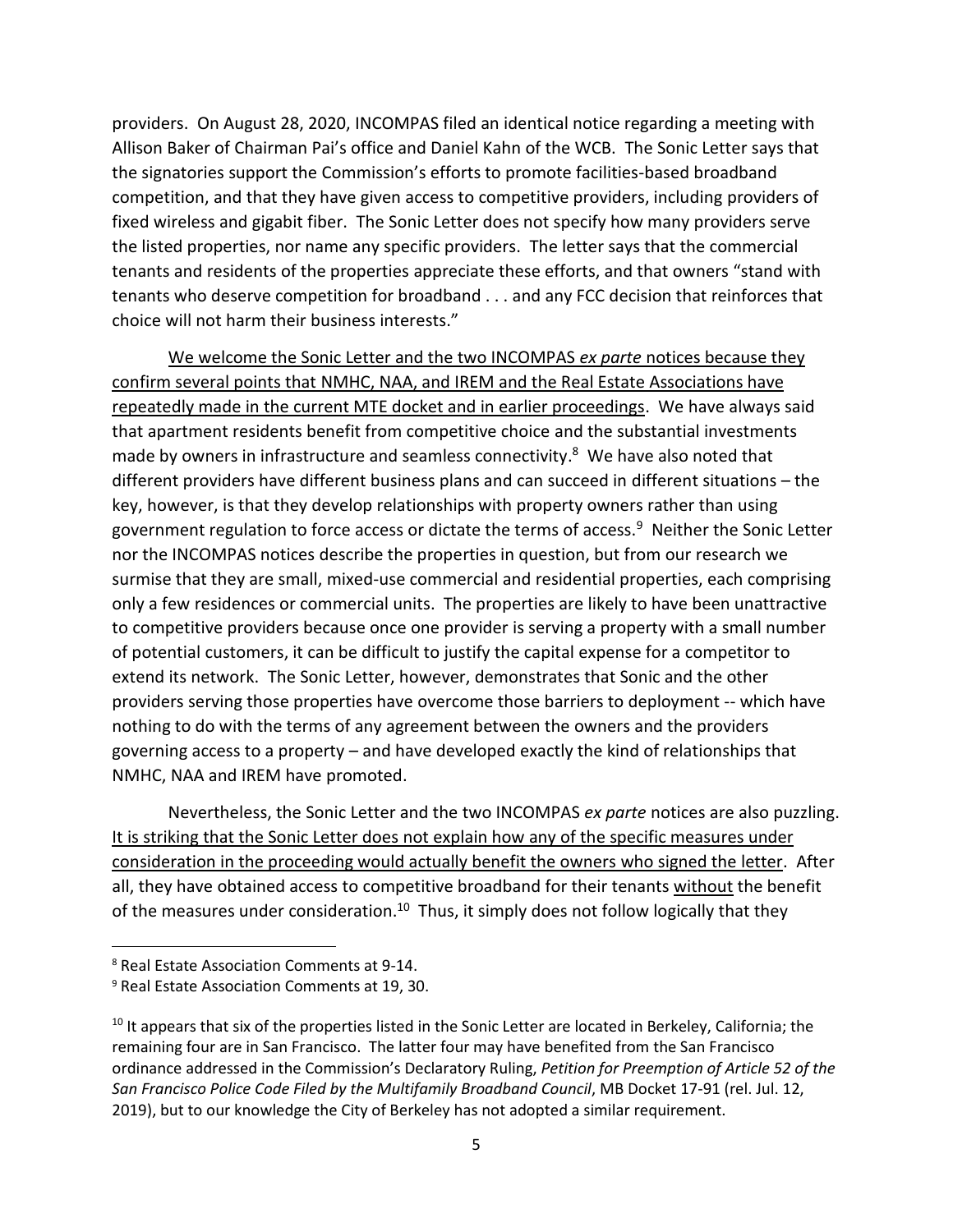providers. On August 28, 2020, INCOMPAS filed an identical notice regarding a meeting with Allison Baker of Chairman Pai's office and Daniel Kahn of the WCB. The Sonic Letter says that the signatories support the Commission's efforts to promote facilities-based broadband competition, and that they have given access to competitive providers, including providers of fixed wireless and gigabit fiber. The Sonic Letter does not specify how many providers serve the listed properties, nor name any specific providers. The letter says that the commercial tenants and residents of the properties appreciate these efforts, and that owners "stand with tenants who deserve competition for broadband . . . and any FCC decision that reinforces that choice will not harm their business interests."

<u>We welcome the Sonic Letter and the two INCOMPAS *ex parte* notices because they confirm several points that NMHC, NAA, and IREM and the Real Estate Associations have repeatedly made in the current MTE docket and in earlier proceedings</u>. We have always said that apartment residents benefit from competitive choice and the substantial investments made by owners in infrastructure and seamless connectivity.[8] We have also noted that different providers have different business plans and can succeed in different situations – the key, however, is that they develop relationships with property owners rather than using government regulation to force access or dictate the terms of access.[9] Neither the Sonic Letter nor the INCOMPAS notices describe the properties in question, but from our research we surmise that they are small, mixed-use commercial and residential properties, each comprising only a few residences or commercial units. The properties are likely to have been unattractive to competitive providers because once one provider is serving a property with a small number of potential customers, it can be difficult to justify the capital expense for a competitor to extend its network. The Sonic Letter, however, demonstrates that Sonic and the other providers serving those properties have overcome those barriers to deployment -- which have nothing to do with the terms of any agreement between the owners and the providers governing access to a property – and have developed exactly the kind of relationships that NMHC, NAA and IREM have promoted.

Nevertheless, the Sonic Letter and the two INCOMPAS *ex parte* notices are also puzzling. <u>It is striking that the Sonic Letter does not explain how any of the specific measures under consideration in the proceeding would actually benefit the owners who signed the letter</u>. After all, they have obtained access to competitive broadband for their tenants <u>without</u> the benefit of the measures under consideration.[10] Thus, it simply does not follow logically that they

---

[8] Real Estate Association Comments at 9-14.

[9] Real Estate Association Comments at 19, 30.

[10] It appears that six of the properties listed in the Sonic Letter are located in Berkeley, California; the remaining four are in San Francisco. The latter four may have benefited from the San Francisco ordinance addressed in the Commission's Declaratory Ruling, *Petition for Preemption of Article 52 of the San Francisco Police Code Filed by the Multifamily Broadband Council*, MB Docket 17-91 (rel. Jul. 12, 2019), but to our knowledge the City of Berkeley has not adopted a similar requirement.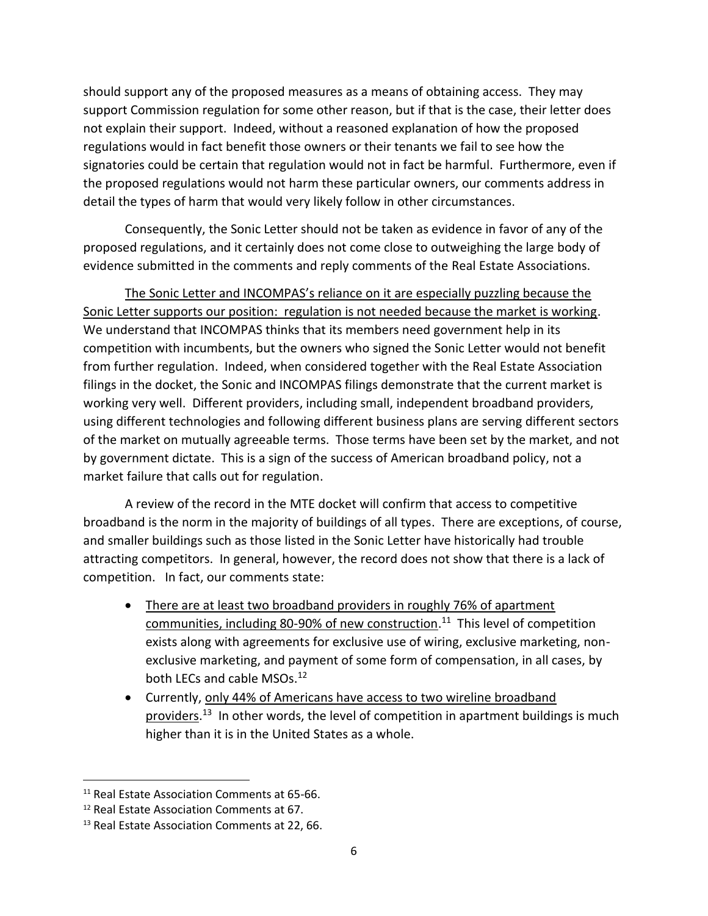should support any of the proposed measures as a means of obtaining access. They may support Commission regulation for some other reason, but if that is the case, their letter does not explain their support. Indeed, without a reasoned explanation of how the proposed regulations would in fact benefit those owners or their tenants we fail to see how the signatories could be certain that regulation would not in fact be harmful. Furthermore, even if the proposed regulations would not harm these particular owners, our comments address in detail the types of harm that would very likely follow in other circumstances.

Consequently, the Sonic Letter should not be taken as evidence in favor of any of the proposed regulations, and it certainly does not come close to outweighing the large body of evidence submitted in the comments and reply comments of the Real Estate Associations.

<u>The Sonic Letter and INCOMPAS's reliance on it are especially puzzling because the Sonic Letter supports our position: regulation is not needed because the market is working</u>. We understand that INCOMPAS thinks that its members need government help in its competition with incumbents, but the owners who signed the Sonic Letter would not benefit from further regulation. Indeed, when considered together with the Real Estate Association filings in the docket, the Sonic and INCOMPAS filings demonstrate that the current market is working very well. Different providers, including small, independent broadband providers, using different technologies and following different business plans are serving different sectors of the market on mutually agreeable terms. Those terms have been set by the market, and not by government dictate. This is a sign of the success of American broadband policy, not a market failure that calls out for regulation.

A review of the record in the MTE docket will confirm that access to competitive broadband is the norm in the majority of buildings of all types. There are exceptions, of course, and smaller buildings such as those listed in the Sonic Letter have historically had trouble attracting competitors. In general, however, the record does not show that there is a lack of competition. In fact, our comments state:

- <u>There are at least two broadband providers in roughly 76% of apartment communities, including 80-90% of new construction</u>.[11] This level of competition exists along with agreements for exclusive use of wiring, exclusive marketing, non-exclusive marketing, and payment of some form of compensation, in all cases, by both LECs and cable MSOs.[12]
- Currently, <u>only 44% of Americans have access to two wireline broadband providers</u>.[13] In other words, the level of competition in apartment buildings is much higher than it is in the United States as a whole.

---

[11] Real Estate Association Comments at 65-66.

[12] Real Estate Association Comments at 67.

[13] Real Estate Association Comments at 22, 66.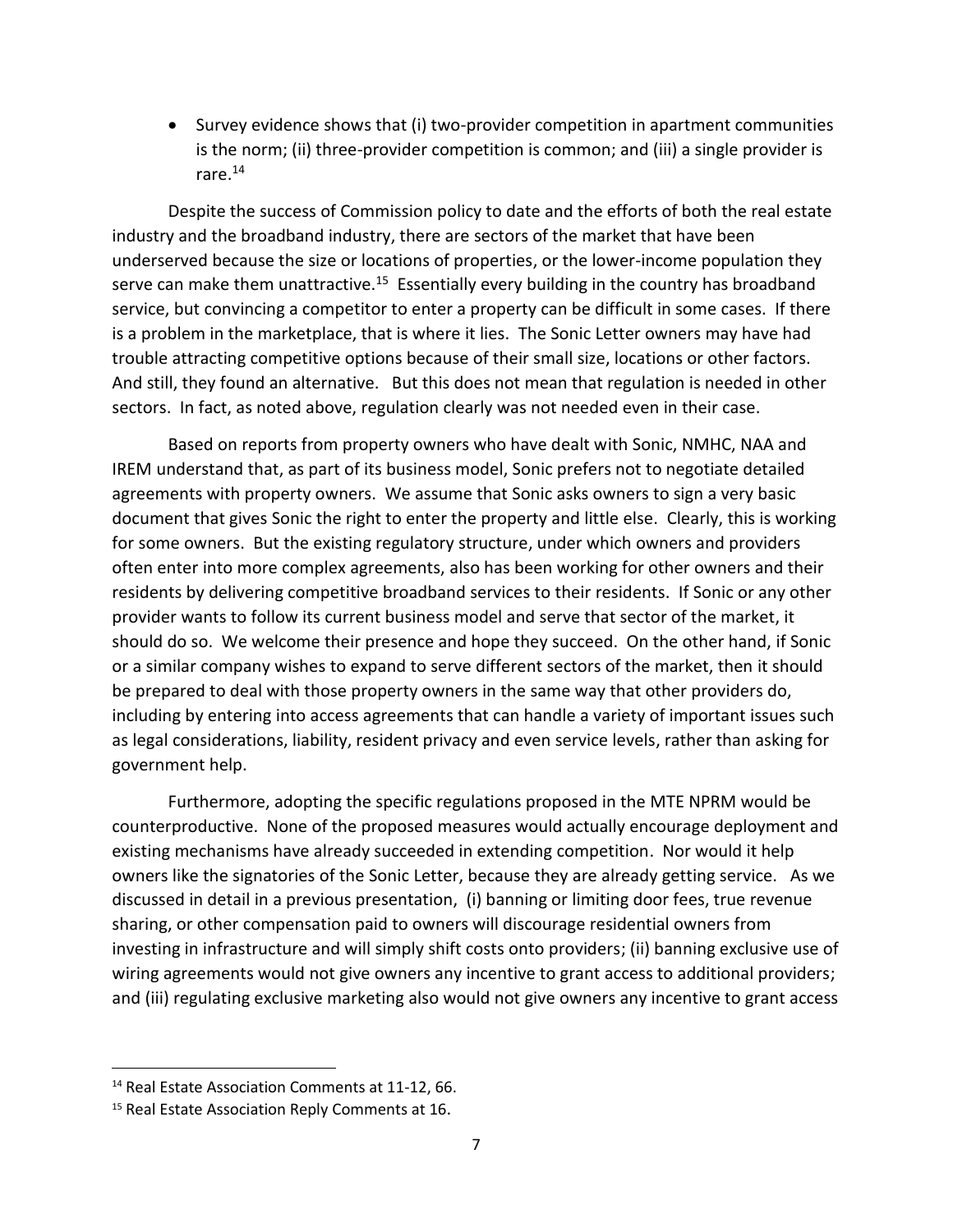- Survey evidence shows that (i) two-provider competition in apartment communities is the norm; (ii) three-provider competition is common; and (iii) a single provider is rare.[14]

Despite the success of Commission policy to date and the efforts of both the real estate industry and the broadband industry, there are sectors of the market that have been underserved because the size or locations of properties, or the lower-income population they serve can make them unattractive.[15] Essentially every building in the country has broadband service, but convincing a competitor to enter a property can be difficult in some cases. If there is a problem in the marketplace, that is where it lies. The Sonic Letter owners may have had trouble attracting competitive options because of their small size, locations or other factors. And still, they found an alternative. But this does not mean that regulation is needed in other sectors. In fact, as noted above, regulation clearly was not needed even in their case.

Based on reports from property owners who have dealt with Sonic, NMHC, NAA and IREM understand that, as part of its business model, Sonic prefers not to negotiate detailed agreements with property owners. We assume that Sonic asks owners to sign a very basic document that gives Sonic the right to enter the property and little else. Clearly, this is working for some owners. But the existing regulatory structure, under which owners and providers often enter into more complex agreements, also has been working for other owners and their residents by delivering competitive broadband services to their residents. If Sonic or any other provider wants to follow its current business model and serve that sector of the market, it should do so. We welcome their presence and hope they succeed. On the other hand, if Sonic or a similar company wishes to expand to serve different sectors of the market, then it should be prepared to deal with those property owners in the same way that other providers do, including by entering into access agreements that can handle a variety of important issues such as legal considerations, liability, resident privacy and even service levels, rather than asking for government help.

Furthermore, adopting the specific regulations proposed in the MTE NPRM would be counterproductive. None of the proposed measures would actually encourage deployment and existing mechanisms have already succeeded in extending competition. Nor would it help owners like the signatories of the Sonic Letter, because they are already getting service. As we discussed in detail in a previous presentation, (i) banning or limiting door fees, true revenue sharing, or other compensation paid to owners will discourage residential owners from investing in infrastructure and will simply shift costs onto providers; (ii) banning exclusive use of wiring agreements would not give owners any incentive to grant access to additional providers; and (iii) regulating exclusive marketing also would not give owners any incentive to grant access

[14] Real Estate Association Comments at 11-12, 66.

[15] Real Estate Association Reply Comments at 16.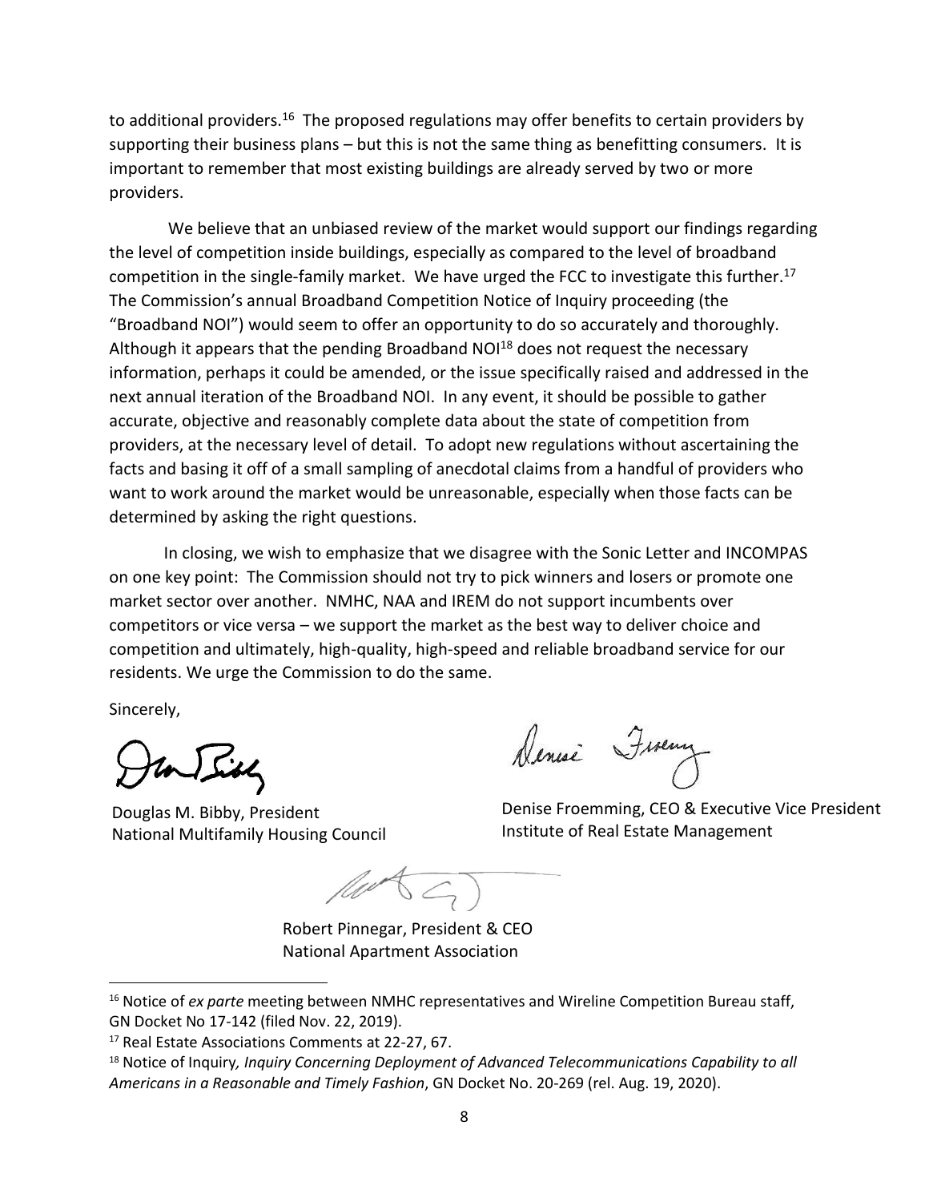to additional providers.[16] The proposed regulations may offer benefits to certain providers by supporting their business plans – but this is not the same thing as benefitting consumers. It is important to remember that most existing buildings are already served by two or more providers.

We believe that an unbiased review of the market would support our findings regarding the level of competition inside buildings, especially as compared to the level of broadband competition in the single-family market. We have urged the FCC to investigate this further.[17] The Commission's annual Broadband Competition Notice of Inquiry proceeding (the "Broadband NOI") would seem to offer an opportunity to do so accurately and thoroughly. Although it appears that the pending Broadband NOI[18] does not request the necessary information, perhaps it could be amended, or the issue specifically raised and addressed in the next annual iteration of the Broadband NOI. In any event, it should be possible to gather accurate, objective and reasonably complete data about the state of competition from providers, at the necessary level of detail. To adopt new regulations without ascertaining the facts and basing it off of a small sampling of anecdotal claims from a handful of providers who want to work around the market would be unreasonable, especially when those facts can be determined by asking the right questions.

In closing, we wish to emphasize that we disagree with the Sonic Letter and INCOMPAS on one key point: The Commission should not try to pick winners and losers or promote one market sector over another. NMHC, NAA and IREM do not support incumbents over competitors or vice versa – we support the market as the best way to deliver choice and competition and ultimately, high-quality, high-speed and reliable broadband service for our residents. We urge the Commission to do the same.

Sincerely,

Douglas M. Bibby, President
National Multifamily Housing Council

Denise Froemming, CEO & Executive Vice President
Institute of Real Estate Management

Robert Pinnegar, President & CEO
National Apartment Association

---

[16] Notice of *ex parte* meeting between NMHC representatives and Wireline Competition Bureau staff, GN Docket No 17-142 (filed Nov. 22, 2019).

[17] Real Estate Associations Comments at 22-27, 67.

[18] Notice of Inquiry*, Inquiry Concerning Deployment of Advanced Telecommunications Capability to all Americans in a Reasonable and Timely Fashion*, GN Docket No. 20-269 (rel. Aug. 19, 2020).